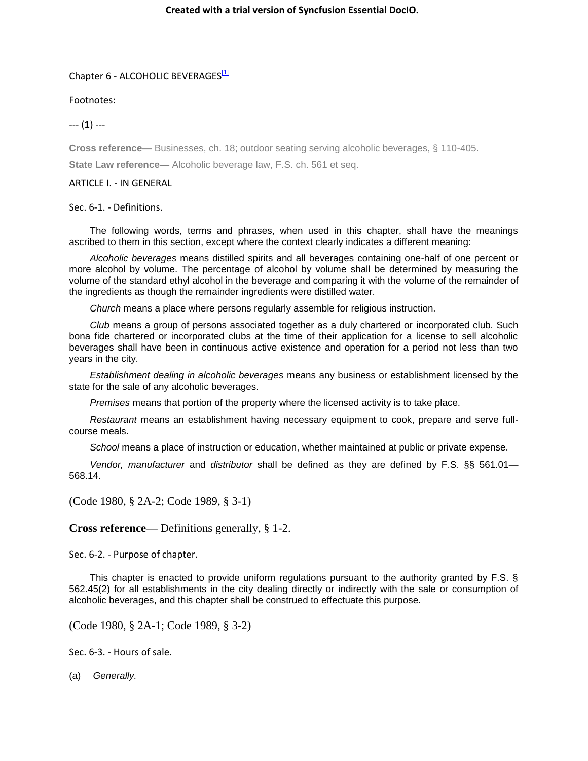# Chapter 6 - ALCOHOLIC BEVERAGES[1]

Footnotes:

--- (**1**) ---

**Cross reference—** Businesses, ch. 18; outdoor seating serving alcoholic beverages, § 110-405.

**State Law reference—** Alcoholic beverage law, F.S. ch. 561 et seq.

## ARTICLE I. - IN GENERAL

### Sec. 6-1. - Definitions.

The following words, terms and phrases, when used in this chapter, shall have the meanings ascribed to them in this section, except where the context clearly indicates a different meaning:

*Alcoholic beverages* means distilled spirits and all beverages containing one-half of one percent or more alcohol by volume. The percentage of alcohol by volume shall be determined by measuring the volume of the standard ethyl alcohol in the beverage and comparing it with the volume of the remainder of the ingredients as though the remainder ingredients were distilled water.

*Church* means a place where persons regularly assemble for religious instruction.

*Club* means a group of persons associated together as a duly chartered or incorporated club. Such bona fide chartered or incorporated clubs at the time of their application for a license to sell alcoholic beverages shall have been in continuous active existence and operation for a period not less than two years in the city.

*Establishment dealing in alcoholic beverages* means any business or establishment licensed by the state for the sale of any alcoholic beverages.

*Premises* means that portion of the property where the licensed activity is to take place.

*Restaurant* means an establishment having necessary equipment to cook, prepare and serve full-course meals.

*School* means a place of instruction or education, whether maintained at public or private expense.

*Vendor, manufacturer* and *distributor* shall be defined as they are defined by F.S. §§ 561.01—568.14.

(Code 1980, § 2A-2; Code 1989, § 3-1)

**Cross reference—** Definitions generally, § 1-2.

### Sec. 6-2. - Purpose of chapter.

This chapter is enacted to provide uniform regulations pursuant to the authority granted by F.S. § 562.45(2) for all establishments in the city dealing directly or indirectly with the sale or consumption of alcoholic beverages, and this chapter shall be construed to effectuate this purpose.

(Code 1980, § 2A-1; Code 1989, § 3-2)

### Sec. 6-3. - Hours of sale.

(a) *Generally.*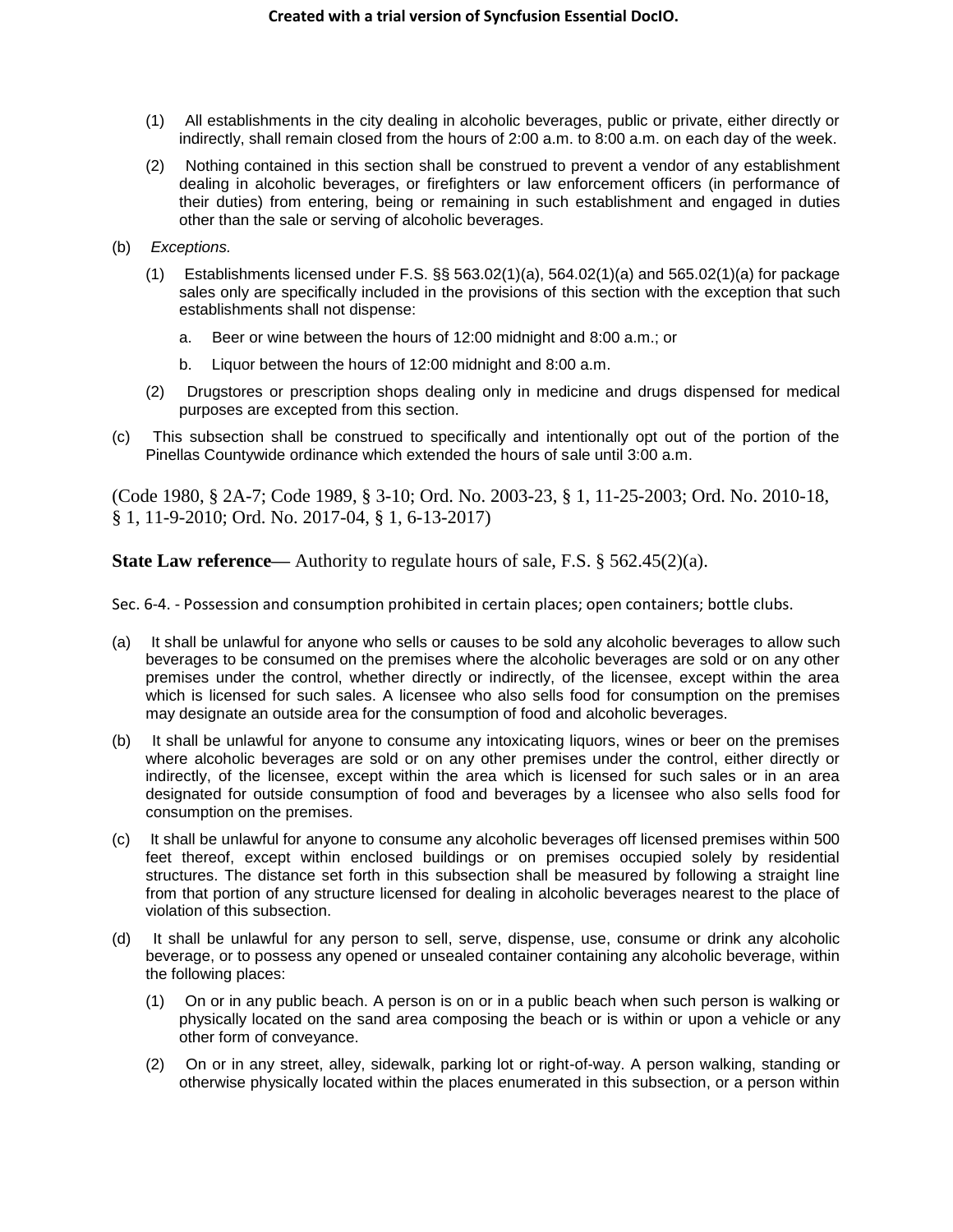(1) All establishments in the city dealing in alcoholic beverages, public or private, either directly or indirectly, shall remain closed from the hours of 2:00 a.m. to 8:00 a.m. on each day of the week.

(2) Nothing contained in this section shall be construed to prevent a vendor of any establishment dealing in alcoholic beverages, or firefighters or law enforcement officers (in performance of their duties) from entering, being or remaining in such establishment and engaged in duties other than the sale or serving of alcoholic beverages.

(b) *Exceptions.*

(1) Establishments licensed under F.S. §§ 563.02(1)(a), 564.02(1)(a) and 565.02(1)(a) for package sales only are specifically included in the provisions of this section with the exception that such establishments shall not dispense:

a. Beer or wine between the hours of 12:00 midnight and 8:00 a.m.; or

b. Liquor between the hours of 12:00 midnight and 8:00 a.m.

(2) Drugstores or prescription shops dealing only in medicine and drugs dispensed for medical purposes are excepted from this section.

(c) This subsection shall be construed to specifically and intentionally opt out of the portion of the Pinellas Countywide ordinance which extended the hours of sale until 3:00 a.m.

(Code 1980, § 2A-7; Code 1989, § 3-10; Ord. No. 2003-23, § 1, 11-25-2003; Ord. No. 2010-18, § 1, 11-9-2010; Ord. No. 2017-04, § 1, 6-13-2017)

**State Law reference—** Authority to regulate hours of sale, F.S. § 562.45(2)(a).

Sec. 6-4. - Possession and consumption prohibited in certain places; open containers; bottle clubs.

(a) It shall be unlawful for anyone who sells or causes to be sold any alcoholic beverages to allow such beverages to be consumed on the premises where the alcoholic beverages are sold or on any other premises under the control, whether directly or indirectly, of the licensee, except within the area which is licensed for such sales. A licensee who also sells food for consumption on the premises may designate an outside area for the consumption of food and alcoholic beverages.

(b) It shall be unlawful for anyone to consume any intoxicating liquors, wines or beer on the premises where alcoholic beverages are sold or on any other premises under the control, either directly or indirectly, of the licensee, except within the area which is licensed for such sales or in an area designated for outside consumption of food and beverages by a licensee who also sells food for consumption on the premises.

(c) It shall be unlawful for anyone to consume any alcoholic beverages off licensed premises within 500 feet thereof, except within enclosed buildings or on premises occupied solely by residential structures. The distance set forth in this subsection shall be measured by following a straight line from that portion of any structure licensed for dealing in alcoholic beverages nearest to the place of violation of this subsection.

(d) It shall be unlawful for any person to sell, serve, dispense, use, consume or drink any alcoholic beverage, or to possess any opened or unsealed container containing any alcoholic beverage, within the following places:

(1) On or in any public beach. A person is on or in a public beach when such person is walking or physically located on the sand area composing the beach or is within or upon a vehicle or any other form of conveyance.

(2) On or in any street, alley, sidewalk, parking lot or right-of-way. A person walking, standing or otherwise physically located within the places enumerated in this subsection, or a person within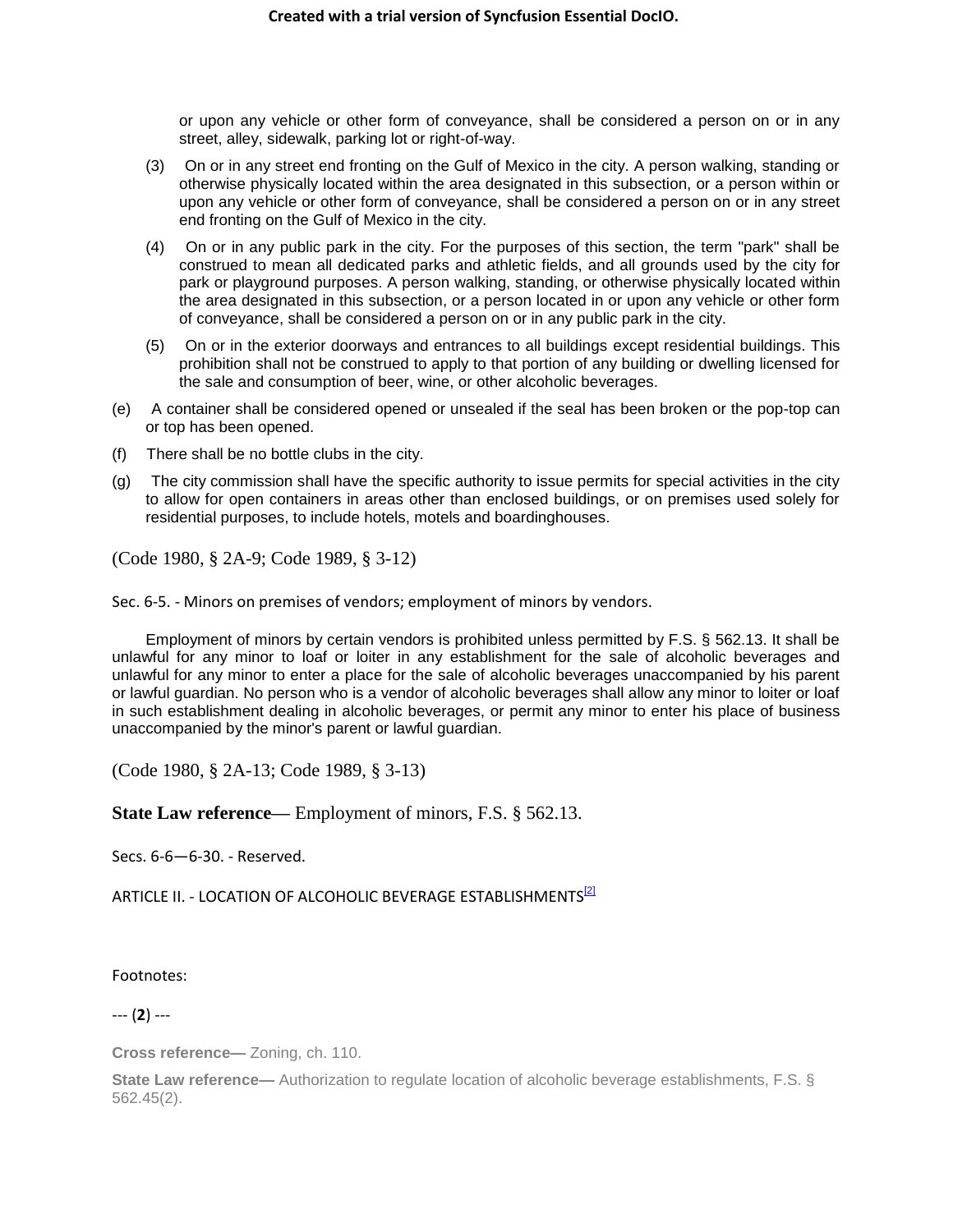or upon any vehicle or other form of conveyance, shall be considered a person on or in any street, alley, sidewalk, parking lot or right-of-way.

(3) On or in any street end fronting on the Gulf of Mexico in the city. A person walking, standing or otherwise physically located within the area designated in this subsection, or a person within or upon any vehicle or other form of conveyance, shall be considered a person on or in any street end fronting on the Gulf of Mexico in the city.

(4) On or in any public park in the city. For the purposes of this section, the term "park" shall be construed to mean all dedicated parks and athletic fields, and all grounds used by the city for park or playground purposes. A person walking, standing, or otherwise physically located within the area designated in this subsection, or a person located in or upon any vehicle or other form of conveyance, shall be considered a person on or in any public park in the city.

(5) On or in the exterior doorways and entrances to all buildings except residential buildings. This prohibition shall not be construed to apply to that portion of any building or dwelling licensed for the sale and consumption of beer, wine, or other alcoholic beverages.

(e) A container shall be considered opened or unsealed if the seal has been broken or the pop-top can or top has been opened.

(f) There shall be no bottle clubs in the city.

(g) The city commission shall have the specific authority to issue permits for special activities in the city to allow for open containers in areas other than enclosed buildings, or on premises used solely for residential purposes, to include hotels, motels and boardinghouses.

(Code 1980, § 2A-9; Code 1989, § 3-12)

Sec. 6-5. - Minors on premises of vendors; employment of minors by vendors.

Employment of minors by certain vendors is prohibited unless permitted by F.S. § 562.13. It shall be unlawful for any minor to loaf or loiter in any establishment for the sale of alcoholic beverages and unlawful for any minor to enter a place for the sale of alcoholic beverages unaccompanied by his parent or lawful guardian. No person who is a vendor of alcoholic beverages shall allow any minor to loiter or loaf in such establishment dealing in alcoholic beverages, or permit any minor to enter his place of business unaccompanied by the minor's parent or lawful guardian.

(Code 1980, § 2A-13; Code 1989, § 3-13)

**State Law reference—** Employment of minors, F.S. § 562.13.

Secs. 6-6—6-30. - Reserved.

ARTICLE II. - LOCATION OF ALCOHOLIC BEVERAGE ESTABLISHMENTS[2]

Footnotes:

--- (**2**) ---

**Cross reference—** Zoning, ch. 110.

**State Law reference—** Authorization to regulate location of alcoholic beverage establishments, F.S. § 562.45(2).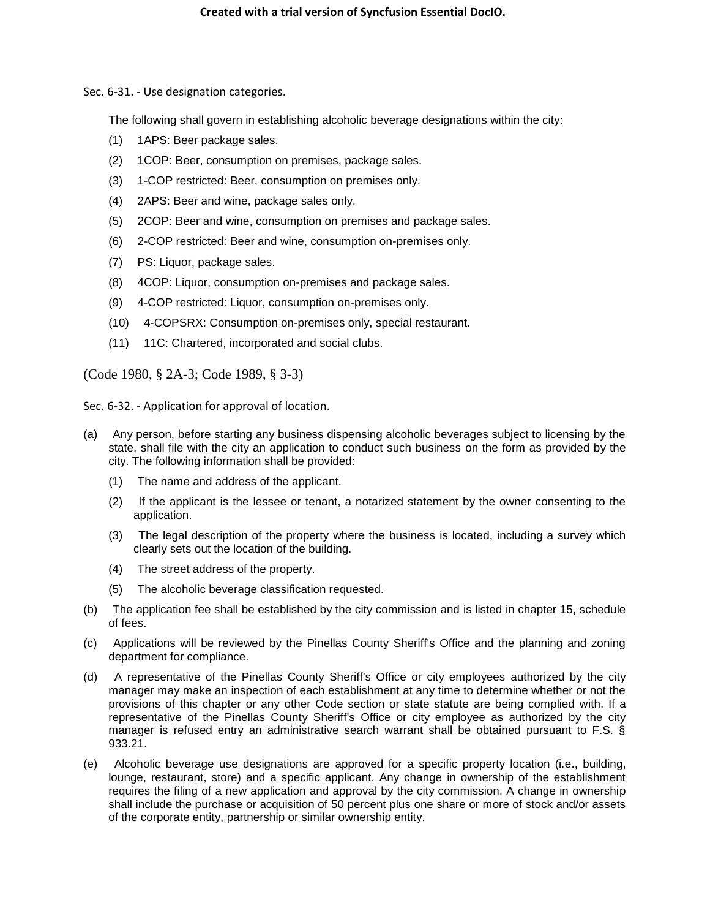Sec. 6-31. - Use designation categories.

The following shall govern in establishing alcoholic beverage designations within the city:

(1) 1APS: Beer package sales.

(2) 1COP: Beer, consumption on premises, package sales.

(3) 1-COP restricted: Beer, consumption on premises only.

(4) 2APS: Beer and wine, package sales only.

(5) 2COP: Beer and wine, consumption on premises and package sales.

(6) 2-COP restricted: Beer and wine, consumption on-premises only.

(7) PS: Liquor, package sales.

(8) 4COP: Liquor, consumption on-premises and package sales.

(9) 4-COP restricted: Liquor, consumption on-premises only.

(10) 4-COPSRX: Consumption on-premises only, special restaurant.

(11) 11C: Chartered, incorporated and social clubs.

(Code 1980, § 2A-3; Code 1989, § 3-3)

Sec. 6-32. - Application for approval of location.

(a) Any person, before starting any business dispensing alcoholic beverages subject to licensing by the state, shall file with the city an application to conduct such business on the form as provided by the city. The following information shall be provided:

(1) The name and address of the applicant.

(2) If the applicant is the lessee or tenant, a notarized statement by the owner consenting to the application.

(3) The legal description of the property where the business is located, including a survey which clearly sets out the location of the building.

(4) The street address of the property.

(5) The alcoholic beverage classification requested.

(b) The application fee shall be established by the city commission and is listed in chapter 15, schedule of fees.

(c) Applications will be reviewed by the Pinellas County Sheriff's Office and the planning and zoning department for compliance.

(d) A representative of the Pinellas County Sheriff's Office or city employees authorized by the city manager may make an inspection of each establishment at any time to determine whether or not the provisions of this chapter or any other Code section or state statute are being complied with. If a representative of the Pinellas County Sheriff's Office or city employee as authorized by the city manager is refused entry an administrative search warrant shall be obtained pursuant to F.S. § 933.21.

(e) Alcoholic beverage use designations are approved for a specific property location (i.e., building, lounge, restaurant, store) and a specific applicant. Any change in ownership of the establishment requires the filing of a new application and approval by the city commission. A change in ownership shall include the purchase or acquisition of 50 percent plus one share or more of stock and/or assets of the corporate entity, partnership or similar ownership entity.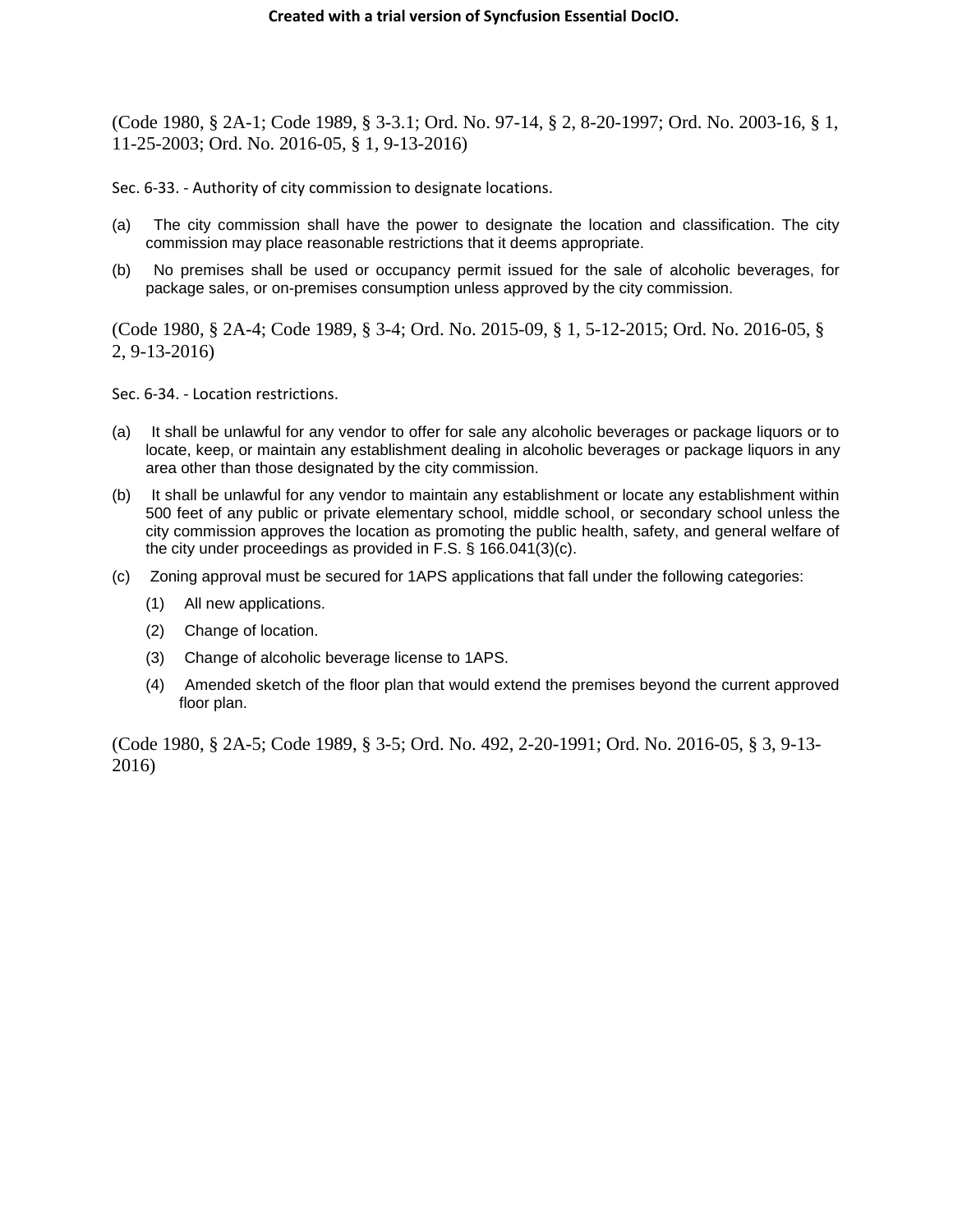(Code 1980, § 2A-1; Code 1989, § 3-3.1; Ord. No. 97-14, § 2, 8-20-1997; Ord. No. 2003-16, § 1, 11-25-2003; Ord. No. 2016-05, § 1, 9-13-2016)

Sec. 6-33. - Authority of city commission to designate locations.

(a) The city commission shall have the power to designate the location and classification. The city commission may place reasonable restrictions that it deems appropriate.

(b) No premises shall be used or occupancy permit issued for the sale of alcoholic beverages, for package sales, or on-premises consumption unless approved by the city commission.

(Code 1980, § 2A-4; Code 1989, § 3-4; Ord. No. 2015-09, § 1, 5-12-2015; Ord. No. 2016-05, § 2, 9-13-2016)

Sec. 6-34. - Location restrictions.

(a) It shall be unlawful for any vendor to offer for sale any alcoholic beverages or package liquors or to locate, keep, or maintain any establishment dealing in alcoholic beverages or package liquors in any area other than those designated by the city commission.

(b) It shall be unlawful for any vendor to maintain any establishment or locate any establishment within 500 feet of any public or private elementary school, middle school, or secondary school unless the city commission approves the location as promoting the public health, safety, and general welfare of the city under proceedings as provided in F.S. § 166.041(3)(c).

(c) Zoning approval must be secured for 1APS applications that fall under the following categories:

(1) All new applications.

(2) Change of location.

(3) Change of alcoholic beverage license to 1APS.

(4) Amended sketch of the floor plan that would extend the premises beyond the current approved floor plan.

(Code 1980, § 2A-5; Code 1989, § 3-5; Ord. No. 492, 2-20-1991; Ord. No. 2016-05, § 3, 9-13-2016)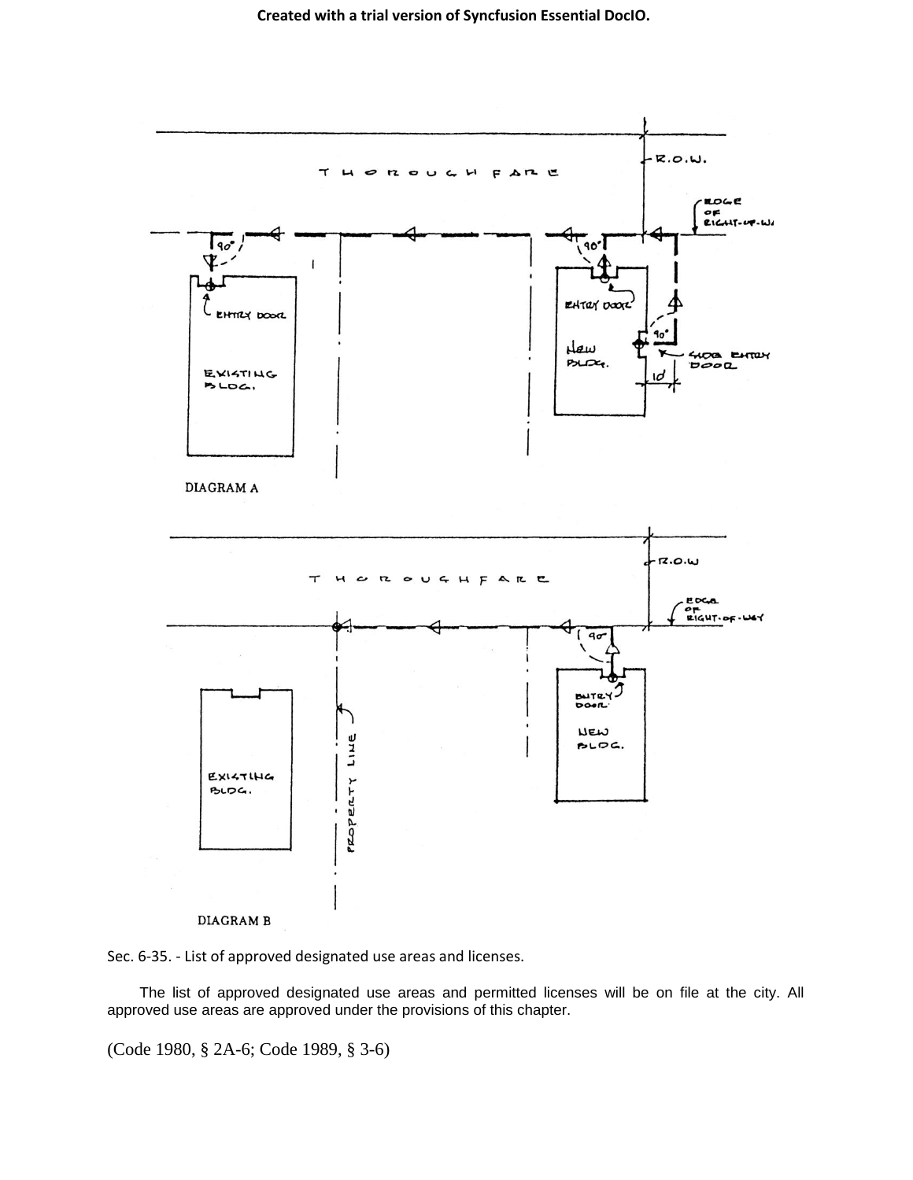DIAGRAM A

DIAGRAM B

Sec. 6-35. - List of approved designated use areas and licenses.

The list of approved designated use areas and permitted licenses will be on file at the city. All approved use areas are approved under the provisions of this chapter.

(Code 1980, § 2A-6; Code 1989, § 3-6)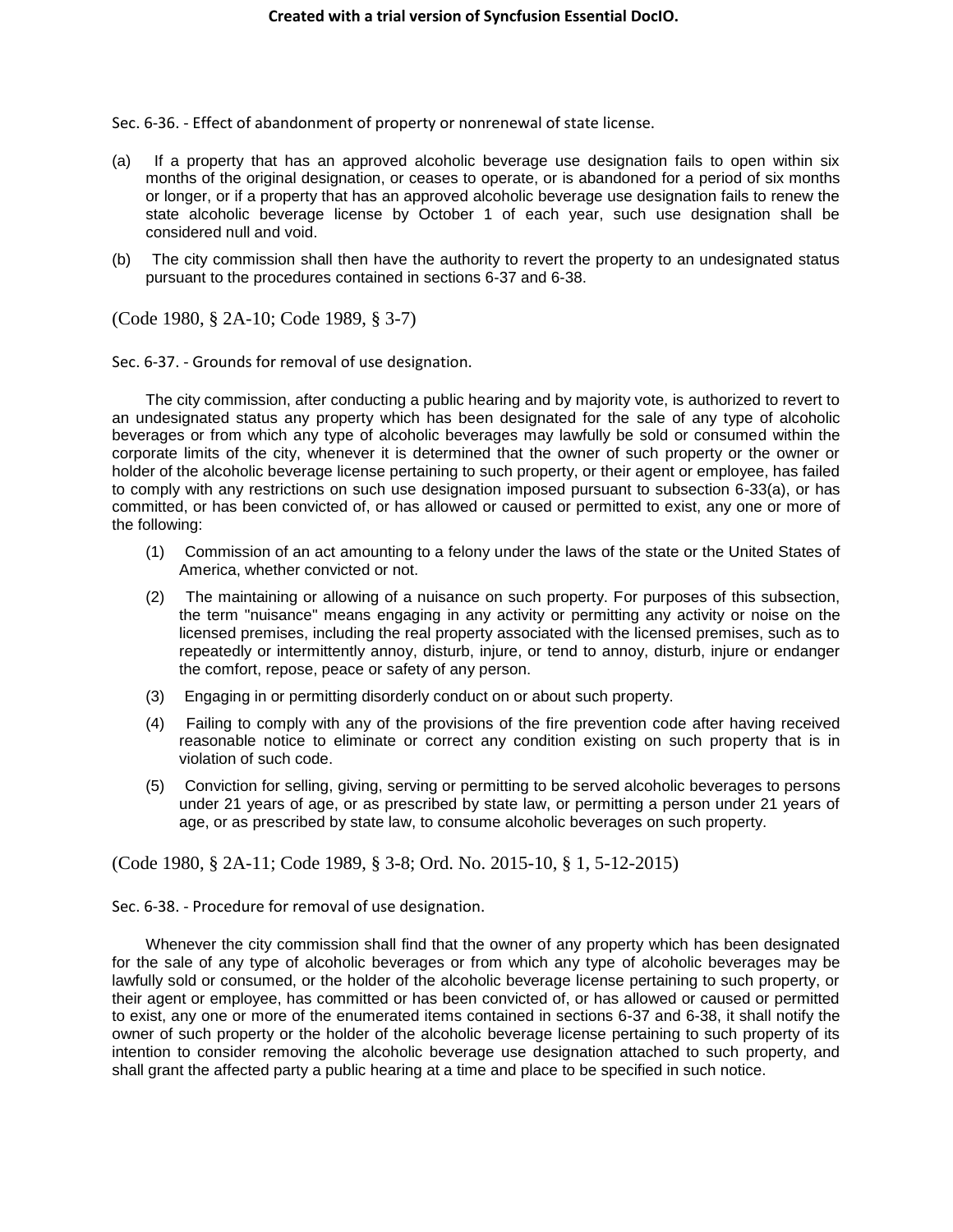Sec. 6-36. - Effect of abandonment of property or nonrenewal of state license.

(a) If a property that has an approved alcoholic beverage use designation fails to open within six months of the original designation, or ceases to operate, or is abandoned for a period of six months or longer, or if a property that has an approved alcoholic beverage use designation fails to renew the state alcoholic beverage license by October 1 of each year, such use designation shall be considered null and void.

(b) The city commission shall then have the authority to revert the property to an undesignated status pursuant to the procedures contained in sections 6-37 and 6-38.

(Code 1980, § 2A-10; Code 1989, § 3-7)

Sec. 6-37. - Grounds for removal of use designation.

The city commission, after conducting a public hearing and by majority vote, is authorized to revert to an undesignated status any property which has been designated for the sale of any type of alcoholic beverages or from which any type of alcoholic beverages may lawfully be sold or consumed within the corporate limits of the city, whenever it is determined that the owner of such property or the owner or holder of the alcoholic beverage license pertaining to such property, or their agent or employee, has failed to comply with any restrictions on such use designation imposed pursuant to subsection 6-33(a), or has committed, or has been convicted of, or has allowed or caused or permitted to exist, any one or more of the following:

(1) Commission of an act amounting to a felony under the laws of the state or the United States of America, whether convicted or not.

(2) The maintaining or allowing of a nuisance on such property. For purposes of this subsection, the term "nuisance" means engaging in any activity or permitting any activity or noise on the licensed premises, including the real property associated with the licensed premises, such as to repeatedly or intermittently annoy, disturb, injure, or tend to annoy, disturb, injure or endanger the comfort, repose, peace or safety of any person.

(3) Engaging in or permitting disorderly conduct on or about such property.

(4) Failing to comply with any of the provisions of the fire prevention code after having received reasonable notice to eliminate or correct any condition existing on such property that is in violation of such code.

(5) Conviction for selling, giving, serving or permitting to be served alcoholic beverages to persons under 21 years of age, or as prescribed by state law, or permitting a person under 21 years of age, or as prescribed by state law, to consume alcoholic beverages on such property.

(Code 1980, § 2A-11; Code 1989, § 3-8; Ord. No. 2015-10, § 1, 5-12-2015)

Sec. 6-38. - Procedure for removal of use designation.

Whenever the city commission shall find that the owner of any property which has been designated for the sale of any type of alcoholic beverages or from which any type of alcoholic beverages may be lawfully sold or consumed, or the holder of the alcoholic beverage license pertaining to such property, or their agent or employee, has committed or has been convicted of, or has allowed or caused or permitted to exist, any one or more of the enumerated items contained in sections 6-37 and 6-38, it shall notify the owner of such property or the holder of the alcoholic beverage license pertaining to such property of its intention to consider removing the alcoholic beverage use designation attached to such property, and shall grant the affected party a public hearing at a time and place to be specified in such notice.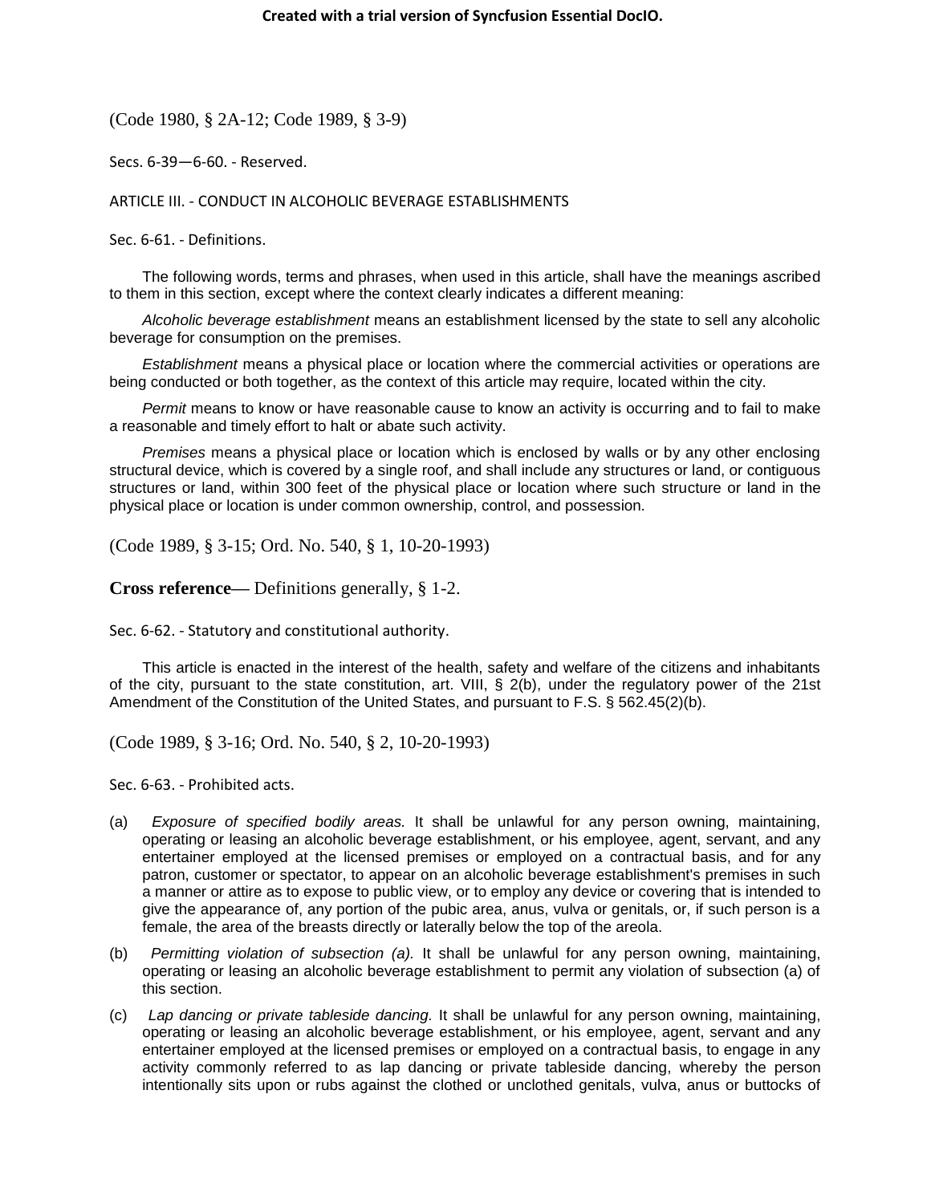(Code 1980, § 2A-12; Code 1989, § 3-9)

Secs. 6-39—6-60. - Reserved.

## ARTICLE III. - CONDUCT IN ALCOHOLIC BEVERAGE ESTABLISHMENTS

### Sec. 6-61. - Definitions.

The following words, terms and phrases, when used in this article, shall have the meanings ascribed to them in this section, except where the context clearly indicates a different meaning:

*Alcoholic beverage establishment* means an establishment licensed by the state to sell any alcoholic beverage for consumption on the premises.

*Establishment* means a physical place or location where the commercial activities or operations are being conducted or both together, as the context of this article may require, located within the city.

*Permit* means to know or have reasonable cause to know an activity is occurring and to fail to make a reasonable and timely effort to halt or abate such activity.

*Premises* means a physical place or location which is enclosed by walls or by any other enclosing structural device, which is covered by a single roof, and shall include any structures or land, or contiguous structures or land, within 300 feet of the physical place or location where such structure or land in the physical place or location is under common ownership, control, and possession.

(Code 1989, § 3-15; Ord. No. 540, § 1, 10-20-1993)

**Cross reference—** Definitions generally, § 1-2.

### Sec. 6-62. - Statutory and constitutional authority.

This article is enacted in the interest of the health, safety and welfare of the citizens and inhabitants of the city, pursuant to the state constitution, art. VIII, § 2(b), under the regulatory power of the 21st Amendment of the Constitution of the United States, and pursuant to F.S. § 562.45(2)(b).

(Code 1989, § 3-16; Ord. No. 540, § 2, 10-20-1993)

### Sec. 6-63. - Prohibited acts.

(a) *Exposure of specified bodily areas.* It shall be unlawful for any person owning, maintaining, operating or leasing an alcoholic beverage establishment, or his employee, agent, servant, and any entertainer employed at the licensed premises or employed on a contractual basis, and for any patron, customer or spectator, to appear on an alcoholic beverage establishment's premises in such a manner or attire as to expose to public view, or to employ any device or covering that is intended to give the appearance of, any portion of the pubic area, anus, vulva or genitals, or, if such person is a female, the area of the breasts directly or laterally below the top of the areola.

(b) *Permitting violation of subsection (a).* It shall be unlawful for any person owning, maintaining, operating or leasing an alcoholic beverage establishment to permit any violation of subsection (a) of this section.

(c) *Lap dancing or private tableside dancing.* It shall be unlawful for any person owning, maintaining, operating or leasing an alcoholic beverage establishment, or his employee, agent, servant and any entertainer employed at the licensed premises or employed on a contractual basis, to engage in any activity commonly referred to as lap dancing or private tableside dancing, whereby the person intentionally sits upon or rubs against the clothed or unclothed genitals, vulva, anus or buttocks of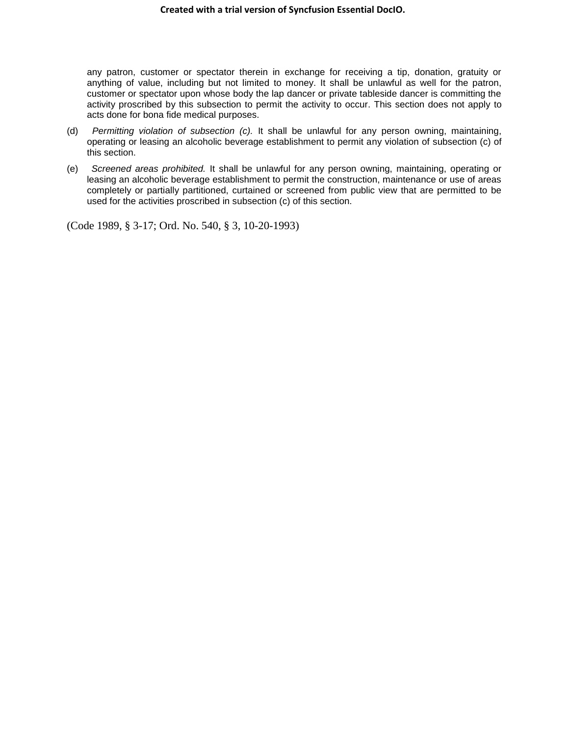any patron, customer or spectator therein in exchange for receiving a tip, donation, gratuity or anything of value, including but not limited to money. It shall be unlawful as well for the patron, customer or spectator upon whose body the lap dancer or private tableside dancer is committing the activity proscribed by this subsection to permit the activity to occur. This section does not apply to acts done for bona fide medical purposes.

(d) *Permitting violation of subsection (c).* It shall be unlawful for any person owning, maintaining, operating or leasing an alcoholic beverage establishment to permit any violation of subsection (c) of this section.

(e) *Screened areas prohibited.* It shall be unlawful for any person owning, maintaining, operating or leasing an alcoholic beverage establishment to permit the construction, maintenance or use of areas completely or partially partitioned, curtained or screened from public view that are permitted to be used for the activities proscribed in subsection (c) of this section.

(Code 1989, § 3-17; Ord. No. 540, § 3, 10-20-1993)